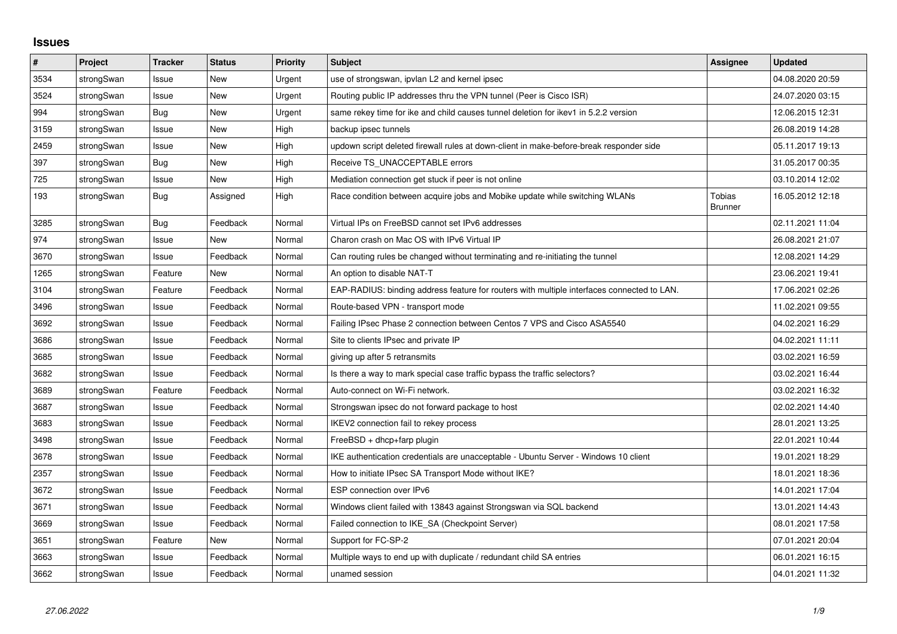# Issues

| # | Project | Tracker | Status | Priority | Subject | Assignee | Updated |
|---|---|---|---|---|---|---|---|
| 3534 | strongSwan | Issue | New | Urgent | use of strongswan, ipvlan L2 and kernel ipsec | | 04.08.2020 20:59 |
| 3524 | strongSwan | Issue | New | Urgent | Routing public IP addresses thru the VPN tunnel (Peer is Cisco ISR) | | 24.07.2020 03:15 |
| 994 | strongSwan | Bug | New | Urgent | same rekey time for ike and child causes tunnel deletion for ikev1 in 5.2.2 version | | 12.06.2015 12:31 |
| 3159 | strongSwan | Issue | New | High | backup ipsec tunnels | | 26.08.2019 14:28 |
| 2459 | strongSwan | Issue | New | High | updown script deleted firewall rules at down-client in make-before-break responder side | | 05.11.2017 19:13 |
| 397 | strongSwan | Bug | New | High | Receive TS_UNACCEPTABLE errors | | 31.05.2017 00:35 |
| 725 | strongSwan | Issue | New | High | Mediation connection get stuck if peer is not online | | 03.10.2014 12:02 |
| 193 | strongSwan | Bug | Assigned | High | Race condition between acquire jobs and Mobike update while switching WLANs | Tobias Brunner | 16.05.2012 12:18 |
| 3285 | strongSwan | Bug | Feedback | Normal | Virtual IPs on FreeBSD cannot set IPv6 addresses | | 02.11.2021 11:04 |
| 974 | strongSwan | Issue | New | Normal | Charon crash on Mac OS with IPv6 Virtual IP | | 26.08.2021 21:07 |
| 3670 | strongSwan | Issue | Feedback | Normal | Can routing rules be changed without terminating and re-initiating the tunnel | | 12.08.2021 14:29 |
| 1265 | strongSwan | Feature | New | Normal | An option to disable NAT-T | | 23.06.2021 19:41 |
| 3104 | strongSwan | Feature | Feedback | Normal | EAP-RADIUS: binding address feature for routers with multiple interfaces connected to LAN. | | 17.06.2021 02:26 |
| 3496 | strongSwan | Issue | Feedback | Normal | Route-based VPN - transport mode | | 11.02.2021 09:55 |
| 3692 | strongSwan | Issue | Feedback | Normal | Failing IPsec Phase 2 connection between Centos 7 VPS and Cisco ASA5540 | | 04.02.2021 16:29 |
| 3686 | strongSwan | Issue | Feedback | Normal | Site to clients IPsec and private IP | | 04.02.2021 11:11 |
| 3685 | strongSwan | Issue | Feedback | Normal | giving up after 5 retransmits | | 03.02.2021 16:59 |
| 3682 | strongSwan | Issue | Feedback | Normal | Is there a way to mark special case traffic bypass the traffic selectors? | | 03.02.2021 16:44 |
| 3689 | strongSwan | Feature | Feedback | Normal | Auto-connect on Wi-Fi network. | | 03.02.2021 16:32 |
| 3687 | strongSwan | Issue | Feedback | Normal | Strongswan ipsec do not forward package to host | | 02.02.2021 14:40 |
| 3683 | strongSwan | Issue | Feedback | Normal | IKEV2 connection fail to rekey process | | 28.01.2021 13:25 |
| 3498 | strongSwan | Issue | Feedback | Normal | FreeBSD + dhcp+farp plugin | | 22.01.2021 10:44 |
| 3678 | strongSwan | Issue | Feedback | Normal | IKE authentication credentials are unacceptable - Ubuntu Server - Windows 10 client | | 19.01.2021 18:29 |
| 2357 | strongSwan | Issue | Feedback | Normal | How to initiate IPsec SA Transport Mode without IKE? | | 18.01.2021 18:36 |
| 3672 | strongSwan | Issue | Feedback | Normal | ESP connection over IPv6 | | 14.01.2021 17:04 |
| 3671 | strongSwan | Issue | Feedback | Normal | Windows client failed with 13843 against Strongswan via SQL backend | | 13.01.2021 14:43 |
| 3669 | strongSwan | Issue | Feedback | Normal | Failed connection to IKE_SA (Checkpoint Server) | | 08.01.2021 17:58 |
| 3651 | strongSwan | Feature | New | Normal | Support for FC-SP-2 | | 07.01.2021 20:04 |
| 3663 | strongSwan | Issue | Feedback | Normal | Multiple ways to end up with duplicate / redundant child SA entries | | 06.01.2021 16:15 |
| 3662 | strongSwan | Issue | Feedback | Normal | unamed session | | 04.01.2021 11:32 |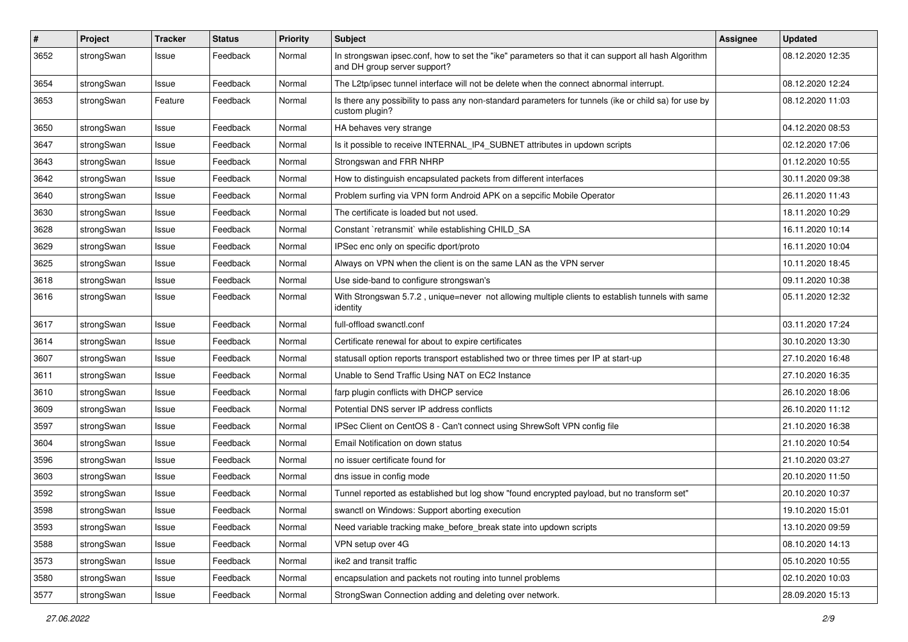| # | Project | Tracker | Status | Priority | Subject | Assignee | Updated |
|---|---|---|---|---|---|---|---|
| 3652 | strongSwan | Issue | Feedback | Normal | In strongswan ipsec.conf, how to set the "ike" parameters so that it can support all hash Algorithm and DH group server support? | | 08.12.2020 12:35 |
| 3654 | strongSwan | Issue | Feedback | Normal | The L2tp/ipsec tunnel interface will not be delete when the connect abnormal interrupt. | | 08.12.2020 12:24 |
| 3653 | strongSwan | Feature | Feedback | Normal | Is there any possibility to pass any non-standard parameters for tunnels (ike or child sa) for use by custom plugin? | | 08.12.2020 11:03 |
| 3650 | strongSwan | Issue | Feedback | Normal | HA behaves very strange | | 04.12.2020 08:53 |
| 3647 | strongSwan | Issue | Feedback | Normal | Is it possible to receive INTERNAL_IP4_SUBNET attributes in updown scripts | | 02.12.2020 17:06 |
| 3643 | strongSwan | Issue | Feedback | Normal | Strongswan and FRR NHRP | | 01.12.2020 10:55 |
| 3642 | strongSwan | Issue | Feedback | Normal | How to distinguish encapsulated packets from different interfaces | | 30.11.2020 09:38 |
| 3640 | strongSwan | Issue | Feedback | Normal | Problem surfing via VPN form Android APK on a sepcific Mobile Operator | | 26.11.2020 11:43 |
| 3630 | strongSwan | Issue | Feedback | Normal | The certificate is loaded but not used. | | 18.11.2020 10:29 |
| 3628 | strongSwan | Issue | Feedback | Normal | Constant `retransmit` while establishing CHILD_SA | | 16.11.2020 10:14 |
| 3629 | strongSwan | Issue | Feedback | Normal | IPSec enc only on specific dport/proto | | 16.11.2020 10:04 |
| 3625 | strongSwan | Issue | Feedback | Normal | Always on VPN when the client is on the same LAN as the VPN server | | 10.11.2020 18:45 |
| 3618 | strongSwan | Issue | Feedback | Normal | Use side-band to configure strongswan's | | 09.11.2020 10:38 |
| 3616 | strongSwan | Issue | Feedback | Normal | With Strongswan 5.7.2 , unique=never not allowing multiple clients to establish tunnels with same identity | | 05.11.2020 12:32 |
| 3617 | strongSwan | Issue | Feedback | Normal | full-offload swanctl.conf | | 03.11.2020 17:24 |
| 3614 | strongSwan | Issue | Feedback | Normal | Certificate renewal for about to expire certificates | | 30.10.2020 13:30 |
| 3607 | strongSwan | Issue | Feedback | Normal | statusall option reports transport established two or three times per IP at start-up | | 27.10.2020 16:48 |
| 3611 | strongSwan | Issue | Feedback | Normal | Unable to Send Traffic Using NAT on EC2 Instance | | 27.10.2020 16:35 |
| 3610 | strongSwan | Issue | Feedback | Normal | farp plugin conflicts with DHCP service | | 26.10.2020 18:06 |
| 3609 | strongSwan | Issue | Feedback | Normal | Potential DNS server IP address conflicts | | 26.10.2020 11:12 |
| 3597 | strongSwan | Issue | Feedback | Normal | IPSec Client on CentOS 8 - Can't connect using ShrewSoft VPN config file | | 21.10.2020 16:38 |
| 3604 | strongSwan | Issue | Feedback | Normal | Email Notification on down status | | 21.10.2020 10:54 |
| 3596 | strongSwan | Issue | Feedback | Normal | no issuer certificate found for | | 21.10.2020 03:27 |
| 3603 | strongSwan | Issue | Feedback | Normal | dns issue in config mode | | 20.10.2020 11:50 |
| 3592 | strongSwan | Issue | Feedback | Normal | Tunnel reported as established but log show "found encrypted payload, but no transform set" | | 20.10.2020 10:37 |
| 3598 | strongSwan | Issue | Feedback | Normal | swanctl on Windows: Support aborting execution | | 19.10.2020 15:01 |
| 3593 | strongSwan | Issue | Feedback | Normal | Need variable tracking make_before_break state into updown scripts | | 13.10.2020 09:59 |
| 3588 | strongSwan | Issue | Feedback | Normal | VPN setup over 4G | | 08.10.2020 14:13 |
| 3573 | strongSwan | Issue | Feedback | Normal | ike2 and transit traffic | | 05.10.2020 10:55 |
| 3580 | strongSwan | Issue | Feedback | Normal | encapsulation and packets not routing into tunnel problems | | 02.10.2020 10:03 |
| 3577 | strongSwan | Issue | Feedback | Normal | StrongSwan Connection adding and deleting over network. | | 28.09.2020 15:13 |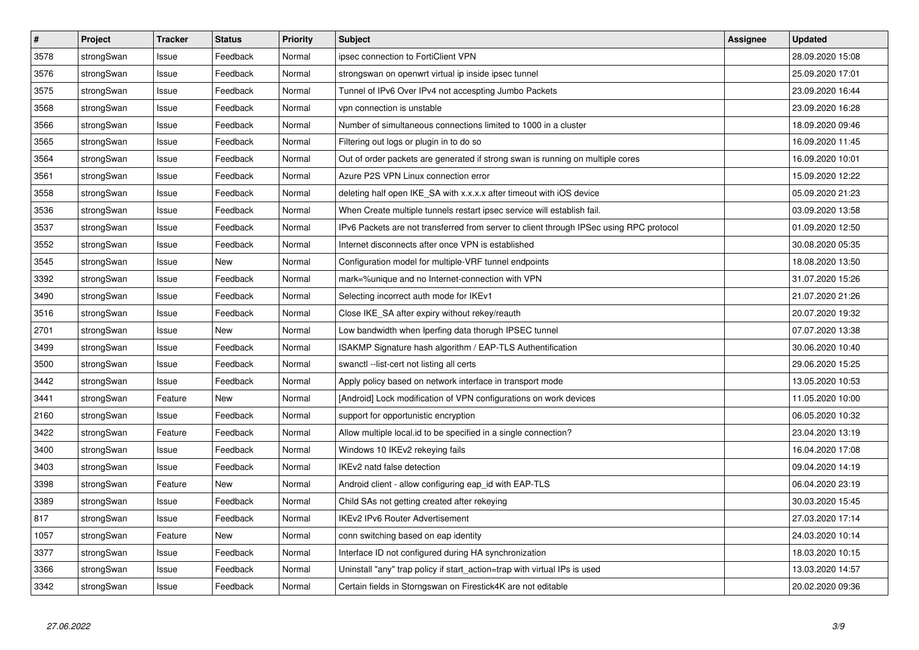| # | Project | Tracker | Status | Priority | Subject | Assignee | Updated |
|---|---|---|---|---|---|---|---|
| 3578 | strongSwan | Issue | Feedback | Normal | ipsec connection to FortiClient VPN | | 28.09.2020 15:08 |
| 3576 | strongSwan | Issue | Feedback | Normal | strongswan on openwrt virtual ip inside ipsec tunnel | | 25.09.2020 17:01 |
| 3575 | strongSwan | Issue | Feedback | Normal | Tunnel of IPv6 Over IPv4 not accespting Jumbo Packets | | 23.09.2020 16:44 |
| 3568 | strongSwan | Issue | Feedback | Normal | vpn connection is unstable | | 23.09.2020 16:28 |
| 3566 | strongSwan | Issue | Feedback | Normal | Number of simultaneous connections limited to 1000 in a cluster | | 18.09.2020 09:46 |
| 3565 | strongSwan | Issue | Feedback | Normal | Filtering out logs or plugin in to do so | | 16.09.2020 11:45 |
| 3564 | strongSwan | Issue | Feedback | Normal | Out of order packets are generated if strong swan is running on multiple cores | | 16.09.2020 10:01 |
| 3561 | strongSwan | Issue | Feedback | Normal | Azure P2S VPN Linux connection error | | 15.09.2020 12:22 |
| 3558 | strongSwan | Issue | Feedback | Normal | deleting half open IKE_SA with x.x.x.x after timeout with iOS device | | 05.09.2020 21:23 |
| 3536 | strongSwan | Issue | Feedback | Normal | When Create multiple tunnels restart ipsec service will establish fail. | | 03.09.2020 13:58 |
| 3537 | strongSwan | Issue | Feedback | Normal | IPv6 Packets are not transferred from server to client through IPSec using RPC protocol | | 01.09.2020 12:50 |
| 3552 | strongSwan | Issue | Feedback | Normal | Internet disconnects after once VPN is established | | 30.08.2020 05:35 |
| 3545 | strongSwan | Issue | New | Normal | Configuration model for multiple-VRF tunnel endpoints | | 18.08.2020 13:50 |
| 3392 | strongSwan | Issue | Feedback | Normal | mark=%unique and no Internet-connection with VPN | | 31.07.2020 15:26 |
| 3490 | strongSwan | Issue | Feedback | Normal | Selecting incorrect auth mode for IKEv1 | | 21.07.2020 21:26 |
| 3516 | strongSwan | Issue | Feedback | Normal | Close IKE_SA after expiry without rekey/reauth | | 20.07.2020 19:32 |
| 2701 | strongSwan | Issue | New | Normal | Low bandwidth when Iperfing data thorugh IPSEC tunnel | | 07.07.2020 13:38 |
| 3499 | strongSwan | Issue | Feedback | Normal | ISAKMP Signature hash algorithm / EAP-TLS Authentification | | 30.06.2020 10:40 |
| 3500 | strongSwan | Issue | Feedback | Normal | swanctl --list-cert not listing all certs | | 29.06.2020 15:25 |
| 3442 | strongSwan | Issue | Feedback | Normal | Apply policy based on network interface in transport mode | | 13.05.2020 10:53 |
| 3441 | strongSwan | Feature | New | Normal | [Android] Lock modification of VPN configurations on work devices | | 11.05.2020 10:00 |
| 2160 | strongSwan | Issue | Feedback | Normal | support for opportunistic encryption | | 06.05.2020 10:32 |
| 3422 | strongSwan | Feature | Feedback | Normal | Allow multiple local.id to be specified in a single connection? | | 23.04.2020 13:19 |
| 3400 | strongSwan | Issue | Feedback | Normal | Windows 10 IKEv2 rekeying fails | | 16.04.2020 17:08 |
| 3403 | strongSwan | Issue | Feedback | Normal | IKEv2 natd false detection | | 09.04.2020 14:19 |
| 3398 | strongSwan | Feature | New | Normal | Android client - allow configuring eap_id with EAP-TLS | | 06.04.2020 23:19 |
| 3389 | strongSwan | Issue | Feedback | Normal | Child SAs not getting created after rekeying | | 30.03.2020 15:45 |
| 817 | strongSwan | Issue | Feedback | Normal | IKEv2 IPv6 Router Advertisement | | 27.03.2020 17:14 |
| 1057 | strongSwan | Feature | New | Normal | conn switching based on eap identity | | 24.03.2020 10:14 |
| 3377 | strongSwan | Issue | Feedback | Normal | Interface ID not configured during HA synchronization | | 18.03.2020 10:15 |
| 3366 | strongSwan | Issue | Feedback | Normal | Uninstall "any" trap policy if start_action=trap with virtual IPs is used | | 13.03.2020 14:57 |
| 3342 | strongSwan | Issue | Feedback | Normal | Certain fields in Storngswan on Firestick4K are not editable | | 20.02.2020 09:36 |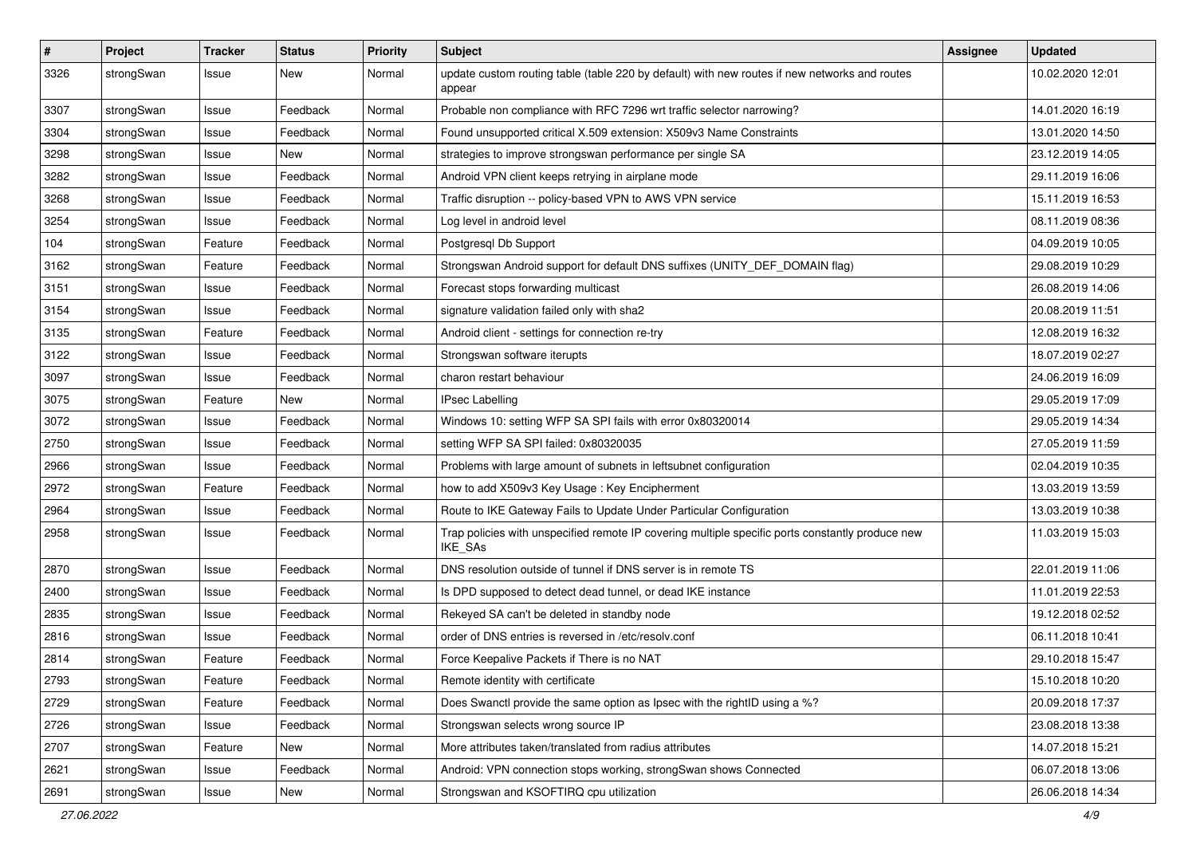| # | Project | Tracker | Status | Priority | Subject | Assignee | Updated |
| --- | --- | --- | --- | --- | --- | --- | --- |
| 3326 | strongSwan | Issue | New | Normal | update custom routing table (table 220 by default) with new routes if new networks and routes appear | | 10.02.2020 12:01 |
| 3307 | strongSwan | Issue | Feedback | Normal | Probable non compliance with RFC 7296 wrt traffic selector narrowing? | | 14.01.2020 16:19 |
| 3304 | strongSwan | Issue | Feedback | Normal | Found unsupported critical X.509 extension: X509v3 Name Constraints | | 13.01.2020 14:50 |
| 3298 | strongSwan | Issue | New | Normal | strategies to improve strongswan performance per single SA | | 23.12.2019 14:05 |
| 3282 | strongSwan | Issue | Feedback | Normal | Android VPN client keeps retrying in airplane mode | | 29.11.2019 16:06 |
| 3268 | strongSwan | Issue | Feedback | Normal | Traffic disruption -- policy-based VPN to AWS VPN service | | 15.11.2019 16:53 |
| 3254 | strongSwan | Issue | Feedback | Normal | Log level in android level | | 08.11.2019 08:36 |
| 104 | strongSwan | Feature | Feedback | Normal | Postgresql Db Support | | 04.09.2019 10:05 |
| 3162 | strongSwan | Feature | Feedback | Normal | Strongswan Android support for default DNS suffixes (UNITY_DEF_DOMAIN flag) | | 29.08.2019 10:29 |
| 3151 | strongSwan | Issue | Feedback | Normal | Forecast stops forwarding multicast | | 26.08.2019 14:06 |
| 3154 | strongSwan | Issue | Feedback | Normal | signature validation failed only with sha2 | | 20.08.2019 11:51 |
| 3135 | strongSwan | Feature | Feedback | Normal | Android client - settings for connection re-try | | 12.08.2019 16:32 |
| 3122 | strongSwan | Issue | Feedback | Normal | Strongswan software iterupts | | 18.07.2019 02:27 |
| 3097 | strongSwan | Issue | Feedback | Normal | charon restart behaviour | | 24.06.2019 16:09 |
| 3075 | strongSwan | Feature | New | Normal | IPsec Labelling | | 29.05.2019 17:09 |
| 3072 | strongSwan | Issue | Feedback | Normal | Windows 10: setting WFP SA SPI fails with error 0x80320014 | | 29.05.2019 14:34 |
| 2750 | strongSwan | Issue | Feedback | Normal | setting WFP SA SPI failed: 0x80320035 | | 27.05.2019 11:59 |
| 2966 | strongSwan | Issue | Feedback | Normal | Problems with large amount of subnets in leftsubnet configuration | | 02.04.2019 10:35 |
| 2972 | strongSwan | Feature | Feedback | Normal | how to add X509v3 Key Usage : Key Encipherment | | 13.03.2019 13:59 |
| 2964 | strongSwan | Issue | Feedback | Normal | Route to IKE Gateway Fails to Update Under Particular Configuration | | 13.03.2019 10:38 |
| 2958 | strongSwan | Issue | Feedback | Normal | Trap policies with unspecified remote IP covering multiple specific ports constantly produce new IKE_SAs | | 11.03.2019 15:03 |
| 2870 | strongSwan | Issue | Feedback | Normal | DNS resolution outside of tunnel if DNS server is in remote TS | | 22.01.2019 11:06 |
| 2400 | strongSwan | Issue | Feedback | Normal | Is DPD supposed to detect dead tunnel, or dead IKE instance | | 11.01.2019 22:53 |
| 2835 | strongSwan | Issue | Feedback | Normal | Rekeyed SA can't be deleted in standby node | | 19.12.2018 02:52 |
| 2816 | strongSwan | Issue | Feedback | Normal | order of DNS entries is reversed in /etc/resolv.conf | | 06.11.2018 10:41 |
| 2814 | strongSwan | Feature | Feedback | Normal | Force Keepalive Packets if There is no NAT | | 29.10.2018 15:47 |
| 2793 | strongSwan | Feature | Feedback | Normal | Remote identity with certificate | | 15.10.2018 10:20 |
| 2729 | strongSwan | Feature | Feedback | Normal | Does Swanctl provide the same option as Ipsec with the rightID using a %? | | 20.09.2018 17:37 |
| 2726 | strongSwan | Issue | Feedback | Normal | Strongswan selects wrong source IP | | 23.08.2018 13:38 |
| 2707 | strongSwan | Feature | New | Normal | More attributes taken/translated from radius attributes | | 14.07.2018 15:21 |
| 2621 | strongSwan | Issue | Feedback | Normal | Android: VPN connection stops working, strongSwan shows Connected | | 06.07.2018 13:06 |
| 2691 | strongSwan | Issue | New | Normal | Strongswan and KSOFTIRQ cpu utilization | | 26.06.2018 14:34 |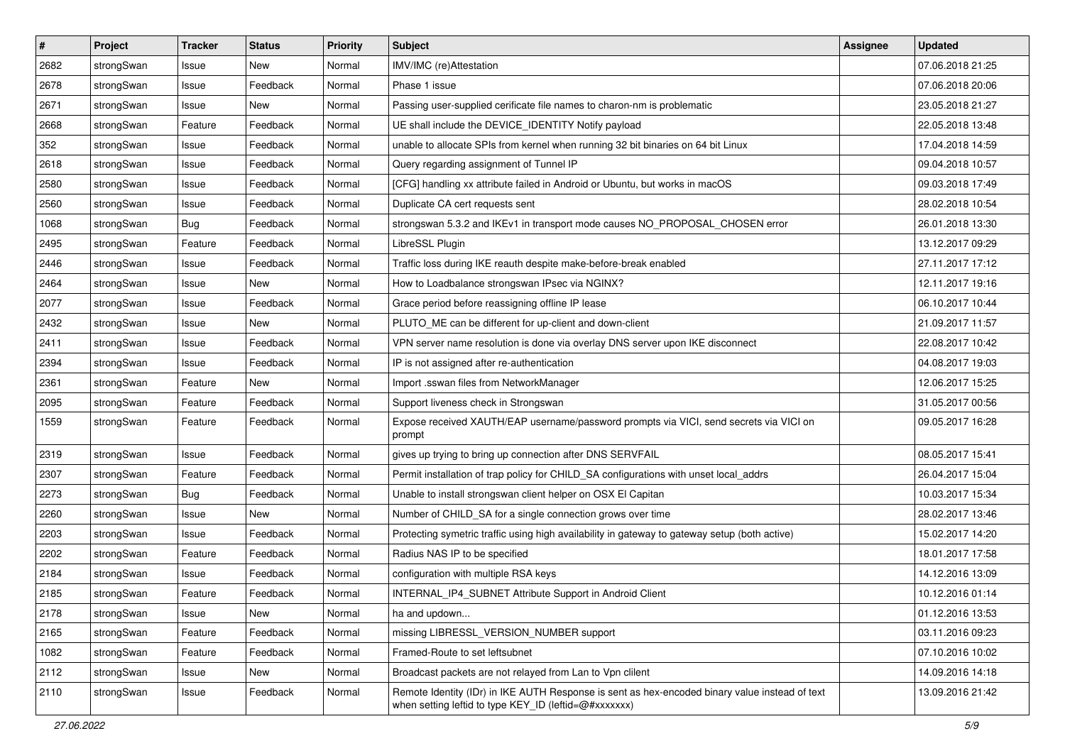| # | Project | Tracker | Status | Priority | Subject | Assignee | Updated |
|---|---|---|---|---|---|---|---|
| 2682 | strongSwan | Issue | New | Normal | IMV/IMC (re)Attestation | | 07.06.2018 21:25 |
| 2678 | strongSwan | Issue | Feedback | Normal | Phase 1 issue | | 07.06.2018 20:06 |
| 2671 | strongSwan | Issue | New | Normal | Passing user-supplied cerificate file names to charon-nm is problematic | | 23.05.2018 21:27 |
| 2668 | strongSwan | Feature | Feedback | Normal | UE shall include the DEVICE_IDENTITY Notify payload | | 22.05.2018 13:48 |
| 352 | strongSwan | Issue | Feedback | Normal | unable to allocate SPIs from kernel when running 32 bit binaries on 64 bit Linux | | 17.04.2018 14:59 |
| 2618 | strongSwan | Issue | Feedback | Normal | Query regarding assignment of Tunnel IP | | 09.04.2018 10:57 |
| 2580 | strongSwan | Issue | Feedback | Normal | [CFG] handling xx attribute failed in Android or Ubuntu, but works in macOS | | 09.03.2018 17:49 |
| 2560 | strongSwan | Issue | Feedback | Normal | Duplicate CA cert requests sent | | 28.02.2018 10:54 |
| 1068 | strongSwan | Bug | Feedback | Normal | strongswan 5.3.2 and IKEv1 in transport mode causes NO_PROPOSAL_CHOSEN error | | 26.01.2018 13:30 |
| 2495 | strongSwan | Feature | Feedback | Normal | LibreSSL Plugin | | 13.12.2017 09:29 |
| 2446 | strongSwan | Issue | Feedback | Normal | Traffic loss during IKE reauth despite make-before-break enabled | | 27.11.2017 17:12 |
| 2464 | strongSwan | Issue | New | Normal | How to Loadbalance strongswan IPsec via NGINX? | | 12.11.2017 19:16 |
| 2077 | strongSwan | Issue | Feedback | Normal | Grace period before reassigning offline IP lease | | 06.10.2017 10:44 |
| 2432 | strongSwan | Issue | New | Normal | PLUTO_ME can be different for up-client and down-client | | 21.09.2017 11:57 |
| 2411 | strongSwan | Issue | Feedback | Normal | VPN server name resolution is done via overlay DNS server upon IKE disconnect | | 22.08.2017 10:42 |
| 2394 | strongSwan | Issue | Feedback | Normal | IP is not assigned after re-authentication | | 04.08.2017 19:03 |
| 2361 | strongSwan | Feature | New | Normal | Import .sswan files from NetworkManager | | 12.06.2017 15:25 |
| 2095 | strongSwan | Feature | Feedback | Normal | Support liveness check in Strongswan | | 31.05.2017 00:56 |
| 1559 | strongSwan | Feature | Feedback | Normal | Expose received XAUTH/EAP username/password prompts via VICI, send secrets via VICI on prompt | | 09.05.2017 16:28 |
| 2319 | strongSwan | Issue | Feedback | Normal | gives up trying to bring up connection after DNS SERVFAIL | | 08.05.2017 15:41 |
| 2307 | strongSwan | Feature | Feedback | Normal | Permit installation of trap policy for CHILD_SA configurations with unset local_addrs | | 26.04.2017 15:04 |
| 2273 | strongSwan | Bug | Feedback | Normal | Unable to install strongswan client helper on OSX El Capitan | | 10.03.2017 15:34 |
| 2260 | strongSwan | Issue | New | Normal | Number of CHILD_SA for a single connection grows over time | | 28.02.2017 13:46 |
| 2203 | strongSwan | Issue | Feedback | Normal | Protecting symetric traffic using high availability in gateway to gateway setup (both active) | | 15.02.2017 14:20 |
| 2202 | strongSwan | Feature | Feedback | Normal | Radius NAS IP to be specified | | 18.01.2017 17:58 |
| 2184 | strongSwan | Issue | Feedback | Normal | configuration with multiple RSA keys | | 14.12.2016 13:09 |
| 2185 | strongSwan | Feature | Feedback | Normal | INTERNAL_IP4_SUBNET Attribute Support in Android Client | | 10.12.2016 01:14 |
| 2178 | strongSwan | Issue | New | Normal | ha and updown... | | 01.12.2016 13:53 |
| 2165 | strongSwan | Feature | Feedback | Normal | missing LIBRESSL_VERSION_NUMBER support | | 03.11.2016 09:23 |
| 1082 | strongSwan | Feature | Feedback | Normal | Framed-Route to set leftsubnet | | 07.10.2016 10:02 |
| 2112 | strongSwan | Issue | New | Normal | Broadcast packets are not relayed from Lan to Vpn clilent | | 14.09.2016 14:18 |
| 2110 | strongSwan | Issue | Feedback | Normal | Remote Identity (IDr) in IKE AUTH Response is sent as hex-encoded binary value instead of text when setting leftid to type KEY_ID (leftid=@#xxxxxxx) | | 13.09.2016 21:42 |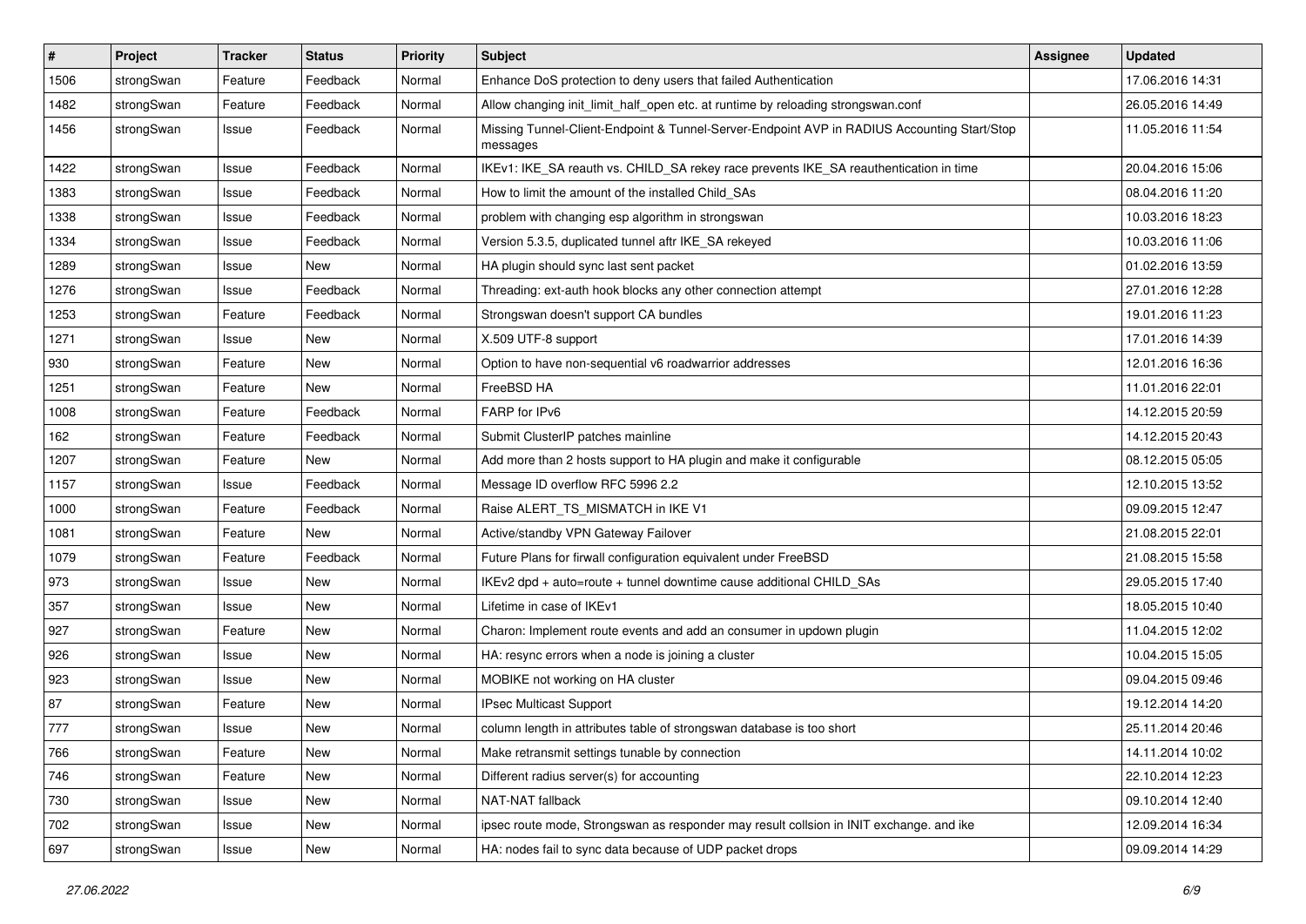| # | Project | Tracker | Status | Priority | Subject | Assignee | Updated |
|---|---|---|---|---|---|---|---|
| 1506 | strongSwan | Feature | Feedback | Normal | Enhance DoS protection to deny users that failed Authentication | | 17.06.2016 14:31 |
| 1482 | strongSwan | Feature | Feedback | Normal | Allow changing init_limit_half_open etc. at runtime by reloading strongswan.conf | | 26.05.2016 14:49 |
| 1456 | strongSwan | Issue | Feedback | Normal | Missing Tunnel-Client-Endpoint & Tunnel-Server-Endpoint AVP in RADIUS Accounting Start/Stop messages | | 11.05.2016 11:54 |
| 1422 | strongSwan | Issue | Feedback | Normal | IKEv1: IKE_SA reauth vs. CHILD_SA rekey race prevents IKE_SA reauthentication in time | | 20.04.2016 15:06 |
| 1383 | strongSwan | Issue | Feedback | Normal | How to limit the amount of the installed Child_SAs | | 08.04.2016 11:20 |
| 1338 | strongSwan | Issue | Feedback | Normal | problem with changing esp algorithm in strongswan | | 10.03.2016 18:23 |
| 1334 | strongSwan | Issue | Feedback | Normal | Version 5.3.5, duplicated tunnel aftr IKE_SA rekeyed | | 10.03.2016 11:06 |
| 1289 | strongSwan | Issue | New | Normal | HA plugin should sync last sent packet | | 01.02.2016 13:59 |
| 1276 | strongSwan | Issue | Feedback | Normal | Threading: ext-auth hook blocks any other connection attempt | | 27.01.2016 12:28 |
| 1253 | strongSwan | Feature | Feedback | Normal | Strongswan doesn't support CA bundles | | 19.01.2016 11:23 |
| 1271 | strongSwan | Issue | New | Normal | X.509 UTF-8 support | | 17.01.2016 14:39 |
| 930 | strongSwan | Feature | New | Normal | Option to have non-sequential v6 roadwarrior addresses | | 12.01.2016 16:36 |
| 1251 | strongSwan | Feature | New | Normal | FreeBSD HA | | 11.01.2016 22:01 |
| 1008 | strongSwan | Feature | Feedback | Normal | FARP for IPv6 | | 14.12.2015 20:59 |
| 162 | strongSwan | Feature | Feedback | Normal | Submit ClusterIP patches mainline | | 14.12.2015 20:43 |
| 1207 | strongSwan | Feature | New | Normal | Add more than 2 hosts support to HA plugin and make it configurable | | 08.12.2015 05:05 |
| 1157 | strongSwan | Issue | Feedback | Normal | Message ID overflow RFC 5996 2.2 | | 12.10.2015 13:52 |
| 1000 | strongSwan | Feature | Feedback | Normal | Raise ALERT_TS_MISMATCH in IKE V1 | | 09.09.2015 12:47 |
| 1081 | strongSwan | Feature | New | Normal | Active/standby VPN Gateway Failover | | 21.08.2015 22:01 |
| 1079 | strongSwan | Feature | Feedback | Normal | Future Plans for firwall configuration equivalent under FreeBSD | | 21.08.2015 15:58 |
| 973 | strongSwan | Issue | New | Normal | IKEv2 dpd + auto=route + tunnel downtime cause additional CHILD_SAs | | 29.05.2015 17:40 |
| 357 | strongSwan | Issue | New | Normal | Lifetime in case of IKEv1 | | 18.05.2015 10:40 |
| 927 | strongSwan | Feature | New | Normal | Charon: Implement route events and add an consumer in updown plugin | | 11.04.2015 12:02 |
| 926 | strongSwan | Issue | New | Normal | HA: resync errors when a node is joining a cluster | | 10.04.2015 15:05 |
| 923 | strongSwan | Issue | New | Normal | MOBIKE not working on HA cluster | | 09.04.2015 09:46 |
| 87 | strongSwan | Feature | New | Normal | IPsec Multicast Support | | 19.12.2014 14:20 |
| 777 | strongSwan | Issue | New | Normal | column length in attributes table of strongswan database is too short | | 25.11.2014 20:46 |
| 766 | strongSwan | Feature | New | Normal | Make retransmit settings tunable by connection | | 14.11.2014 10:02 |
| 746 | strongSwan | Feature | New | Normal | Different radius server(s) for accounting | | 22.10.2014 12:23 |
| 730 | strongSwan | Issue | New | Normal | NAT-NAT fallback | | 09.10.2014 12:40 |
| 702 | strongSwan | Issue | New | Normal | ipsec route mode, Strongswan as responder may result collsion in INIT exchange. and ike | | 12.09.2014 16:34 |
| 697 | strongSwan | Issue | New | Normal | HA: nodes fail to sync data because of UDP packet drops | | 09.09.2014 14:29 |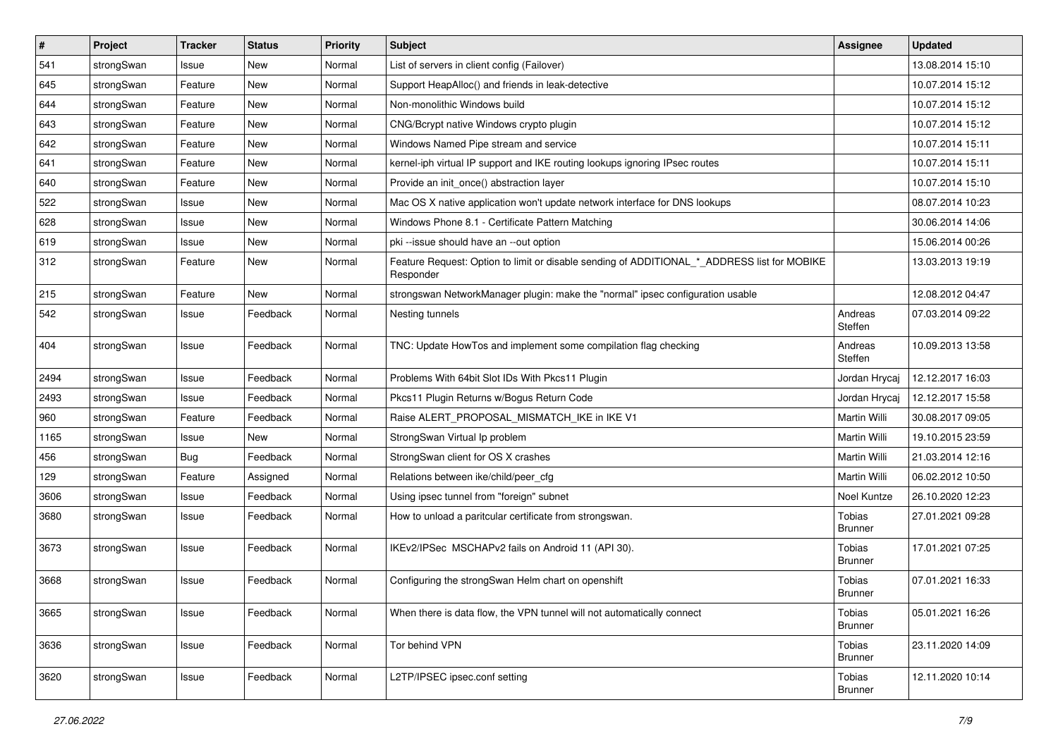| # | Project | Tracker | Status | Priority | Subject | Assignee | Updated |
|---|---|---|---|---|---|---|---|
| 541 | strongSwan | Issue | New | Normal | List of servers in client config (Failover) | | 13.08.2014 15:10 |
| 645 | strongSwan | Feature | New | Normal | Support HeapAlloc() and friends in leak-detective | | 10.07.2014 15:12 |
| 644 | strongSwan | Feature | New | Normal | Non-monolithic Windows build | | 10.07.2014 15:12 |
| 643 | strongSwan | Feature | New | Normal | CNG/Bcrypt native Windows crypto plugin | | 10.07.2014 15:12 |
| 642 | strongSwan | Feature | New | Normal | Windows Named Pipe stream and service | | 10.07.2014 15:11 |
| 641 | strongSwan | Feature | New | Normal | kernel-iph virtual IP support and IKE routing lookups ignoring IPsec routes | | 10.07.2014 15:11 |
| 640 | strongSwan | Feature | New | Normal | Provide an init_once() abstraction layer | | 10.07.2014 15:10 |
| 522 | strongSwan | Issue | New | Normal | Mac OS X native application won't update network interface for DNS lookups | | 08.07.2014 10:23 |
| 628 | strongSwan | Issue | New | Normal | Windows Phone 8.1 - Certificate Pattern Matching | | 30.06.2014 14:06 |
| 619 | strongSwan | Issue | New | Normal | pki --issue should have an --out option | | 15.06.2014 00:26 |
| 312 | strongSwan | Feature | New | Normal | Feature Request: Option to limit or disable sending of ADDITIONAL_*_ADDRESS list for MOBIKE Responder | | 13.03.2013 19:19 |
| 215 | strongSwan | Feature | New | Normal | strongswan NetworkManager plugin: make the "normal" ipsec configuration usable | | 12.08.2012 04:47 |
| 542 | strongSwan | Issue | Feedback | Normal | Nesting tunnels | Andreas Steffen | 07.03.2014 09:22 |
| 404 | strongSwan | Issue | Feedback | Normal | TNC: Update HowTos and implement some compilation flag checking | Andreas Steffen | 10.09.2013 13:58 |
| 2494 | strongSwan | Issue | Feedback | Normal | Problems With 64bit Slot IDs With Pkcs11 Plugin | Jordan Hrycaj | 12.12.2017 16:03 |
| 2493 | strongSwan | Issue | Feedback | Normal | Pkcs11 Plugin Returns w/Bogus Return Code | Jordan Hrycaj | 12.12.2017 15:58 |
| 960 | strongSwan | Feature | Feedback | Normal | Raise ALERT_PROPOSAL_MISMATCH_IKE in IKE V1 | Martin Willi | 30.08.2017 09:05 |
| 1165 | strongSwan | Issue | New | Normal | StrongSwan Virtual Ip problem | Martin Willi | 19.10.2015 23:59 |
| 456 | strongSwan | Bug | Feedback | Normal | StrongSwan client for OS X crashes | Martin Willi | 21.03.2014 12:16 |
| 129 | strongSwan | Feature | Assigned | Normal | Relations between ike/child/peer_cfg | Martin Willi | 06.02.2012 10:50 |
| 3606 | strongSwan | Issue | Feedback | Normal | Using ipsec tunnel from "foreign" subnet | Noel Kuntze | 26.10.2020 12:23 |
| 3680 | strongSwan | Issue | Feedback | Normal | How to unload a paritcular certificate from strongswan. | Tobias Brunner | 27.01.2021 09:28 |
| 3673 | strongSwan | Issue | Feedback | Normal | IKEv2/IPSec MSCHAPv2 fails on Android 11 (API 30). | Tobias Brunner | 17.01.2021 07:25 |
| 3668 | strongSwan | Issue | Feedback | Normal | Configuring the strongSwan Helm chart on openshift | Tobias Brunner | 07.01.2021 16:33 |
| 3665 | strongSwan | Issue | Feedback | Normal | When there is data flow, the VPN tunnel will not automatically connect | Tobias Brunner | 05.01.2021 16:26 |
| 3636 | strongSwan | Issue | Feedback | Normal | Tor behind VPN | Tobias Brunner | 23.11.2020 14:09 |
| 3620 | strongSwan | Issue | Feedback | Normal | L2TP/IPSEC ipsec.conf setting | Tobias Brunner | 12.11.2020 10:14 |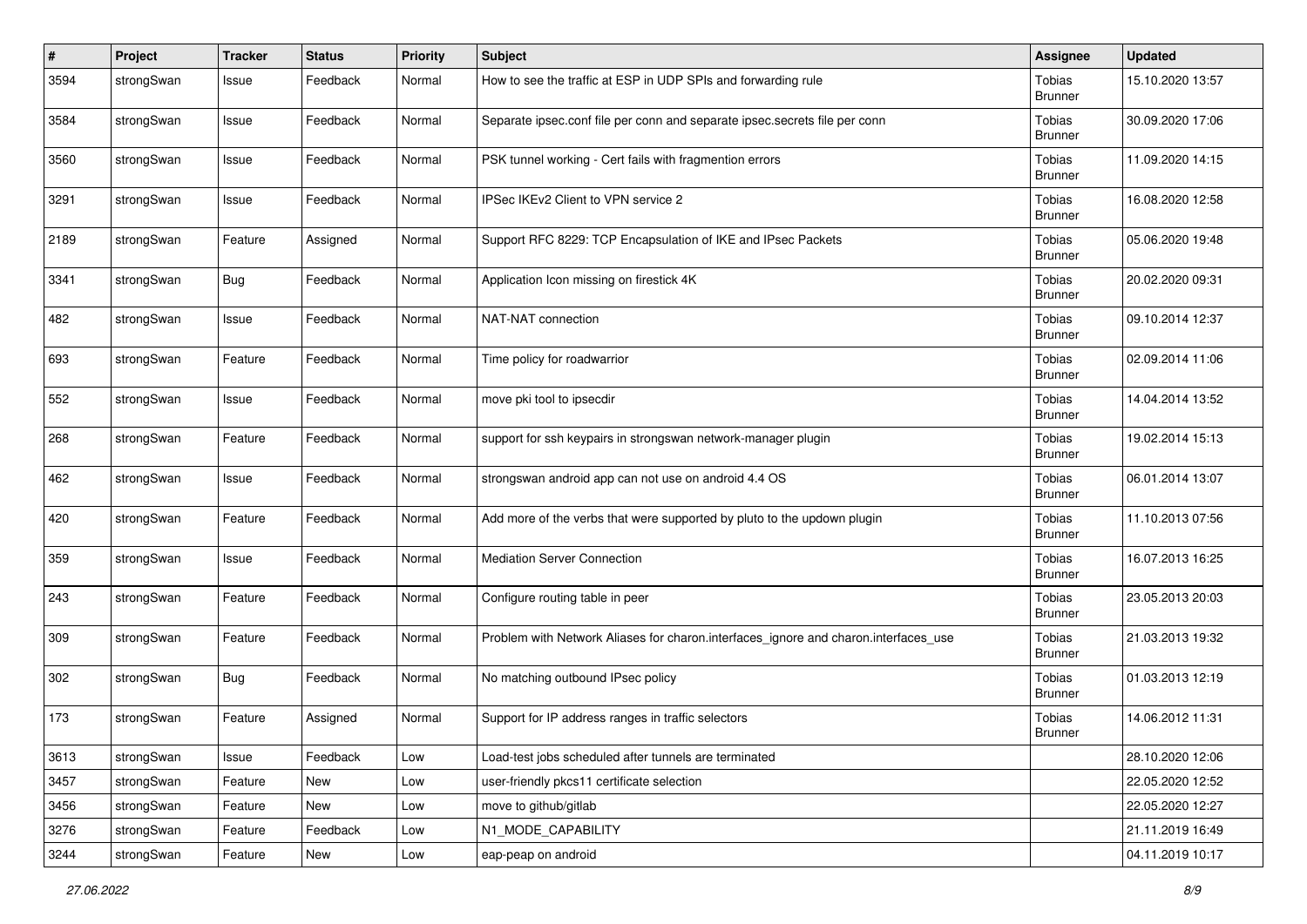| # | Project | Tracker | Status | Priority | Subject | Assignee | Updated |
|---|---|---|---|---|---|---|---|
| 3594 | strongSwan | Issue | Feedback | Normal | How to see the traffic at ESP in UDP SPIs and forwarding rule | Tobias Brunner | 15.10.2020 13:57 |
| 3584 | strongSwan | Issue | Feedback | Normal | Separate ipsec.conf file per conn and separate ipsec.secrets file per conn | Tobias Brunner | 30.09.2020 17:06 |
| 3560 | strongSwan | Issue | Feedback | Normal | PSK tunnel working - Cert fails with fragmention errors | Tobias Brunner | 11.09.2020 14:15 |
| 3291 | strongSwan | Issue | Feedback | Normal | IPSec IKEv2 Client to VPN service 2 | Tobias Brunner | 16.08.2020 12:58 |
| 2189 | strongSwan | Feature | Assigned | Normal | Support RFC 8229: TCP Encapsulation of IKE and IPsec Packets | Tobias Brunner | 05.06.2020 19:48 |
| 3341 | strongSwan | Bug | Feedback | Normal | Application Icon missing on firestick 4K | Tobias Brunner | 20.02.2020 09:31 |
| 482 | strongSwan | Issue | Feedback | Normal | NAT-NAT connection | Tobias Brunner | 09.10.2014 12:37 |
| 693 | strongSwan | Feature | Feedback | Normal | Time policy for roadwarrior | Tobias Brunner | 02.09.2014 11:06 |
| 552 | strongSwan | Issue | Feedback | Normal | move pki tool to ipsecdir | Tobias Brunner | 14.04.2014 13:52 |
| 268 | strongSwan | Feature | Feedback | Normal | support for ssh keypairs in strongswan network-manager plugin | Tobias Brunner | 19.02.2014 15:13 |
| 462 | strongSwan | Issue | Feedback | Normal | strongswan android app can not use on android 4.4 OS | Tobias Brunner | 06.01.2014 13:07 |
| 420 | strongSwan | Feature | Feedback | Normal | Add more of the verbs that were supported by pluto to the updown plugin | Tobias Brunner | 11.10.2013 07:56 |
| 359 | strongSwan | Issue | Feedback | Normal | Mediation Server Connection | Tobias Brunner | 16.07.2013 16:25 |
| 243 | strongSwan | Feature | Feedback | Normal | Configure routing table in peer | Tobias Brunner | 23.05.2013 20:03 |
| 309 | strongSwan | Feature | Feedback | Normal | Problem with Network Aliases for charon.interfaces_ignore and charon.interfaces_use | Tobias Brunner | 21.03.2013 19:32 |
| 302 | strongSwan | Bug | Feedback | Normal | No matching outbound IPsec policy | Tobias Brunner | 01.03.2013 12:19 |
| 173 | strongSwan | Feature | Assigned | Normal | Support for IP address ranges in traffic selectors | Tobias Brunner | 14.06.2012 11:31 |
| 3613 | strongSwan | Issue | Feedback | Low | Load-test jobs scheduled after tunnels are terminated | | 28.10.2020 12:06 |
| 3457 | strongSwan | Feature | New | Low | user-friendly pkcs11 certificate selection | | 22.05.2020 12:52 |
| 3456 | strongSwan | Feature | New | Low | move to github/gitlab | | 22.05.2020 12:27 |
| 3276 | strongSwan | Feature | Feedback | Low | N1_MODE_CAPABILITY | | 21.11.2019 16:49 |
| 3244 | strongSwan | Feature | New | Low | eap-peap on android | | 04.11.2019 10:17 |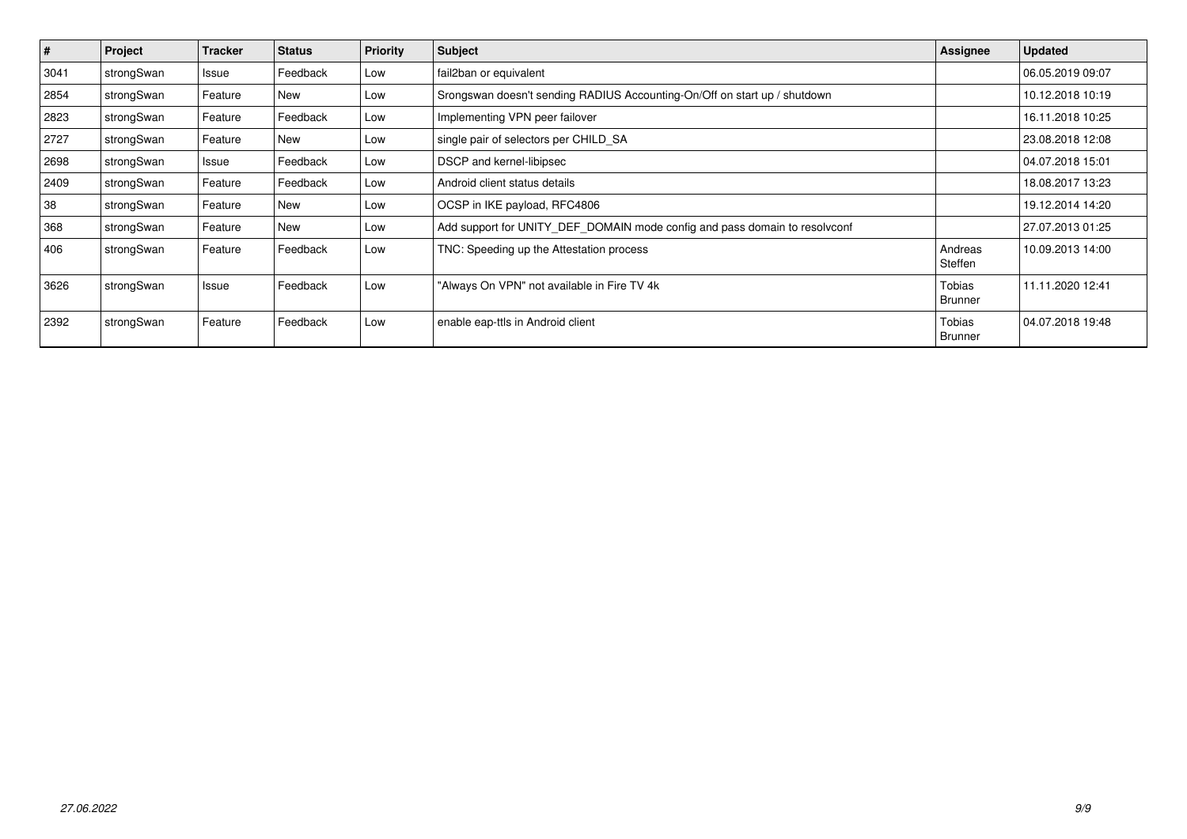| # | Project | Tracker | Status | Priority | Subject | Assignee | Updated |
|---|---|---|---|---|---|---|---|
| 3041 | strongSwan | Issue | Feedback | Low | fail2ban or equivalent | | 06.05.2019 09:07 |
| 2854 | strongSwan | Feature | New | Low | Srongswan doesn't sending RADIUS Accounting-On/Off on start up / shutdown | | 10.12.2018 10:19 |
| 2823 | strongSwan | Feature | Feedback | Low | Implementing VPN peer failover | | 16.11.2018 10:25 |
| 2727 | strongSwan | Feature | New | Low | single pair of selectors per CHILD_SA | | 23.08.2018 12:08 |
| 2698 | strongSwan | Issue | Feedback | Low | DSCP and kernel-libipsec | | 04.07.2018 15:01 |
| 2409 | strongSwan | Feature | Feedback | Low | Android client status details | | 18.08.2017 13:23 |
| 38 | strongSwan | Feature | New | Low | OCSP in IKE payload, RFC4806 | | 19.12.2014 14:20 |
| 368 | strongSwan | Feature | New | Low | Add support for UNITY_DEF_DOMAIN mode config and pass domain to resolvconf | | 27.07.2013 01:25 |
| 406 | strongSwan | Feature | Feedback | Low | TNC: Speeding up the Attestation process | Andreas Steffen | 10.09.2013 14:00 |
| 3626 | strongSwan | Issue | Feedback | Low | "Always On VPN" not available in Fire TV 4k | Tobias Brunner | 11.11.2020 12:41 |
| 2392 | strongSwan | Feature | Feedback | Low | enable eap-ttls in Android client | Tobias Brunner | 04.07.2018 19:48 |